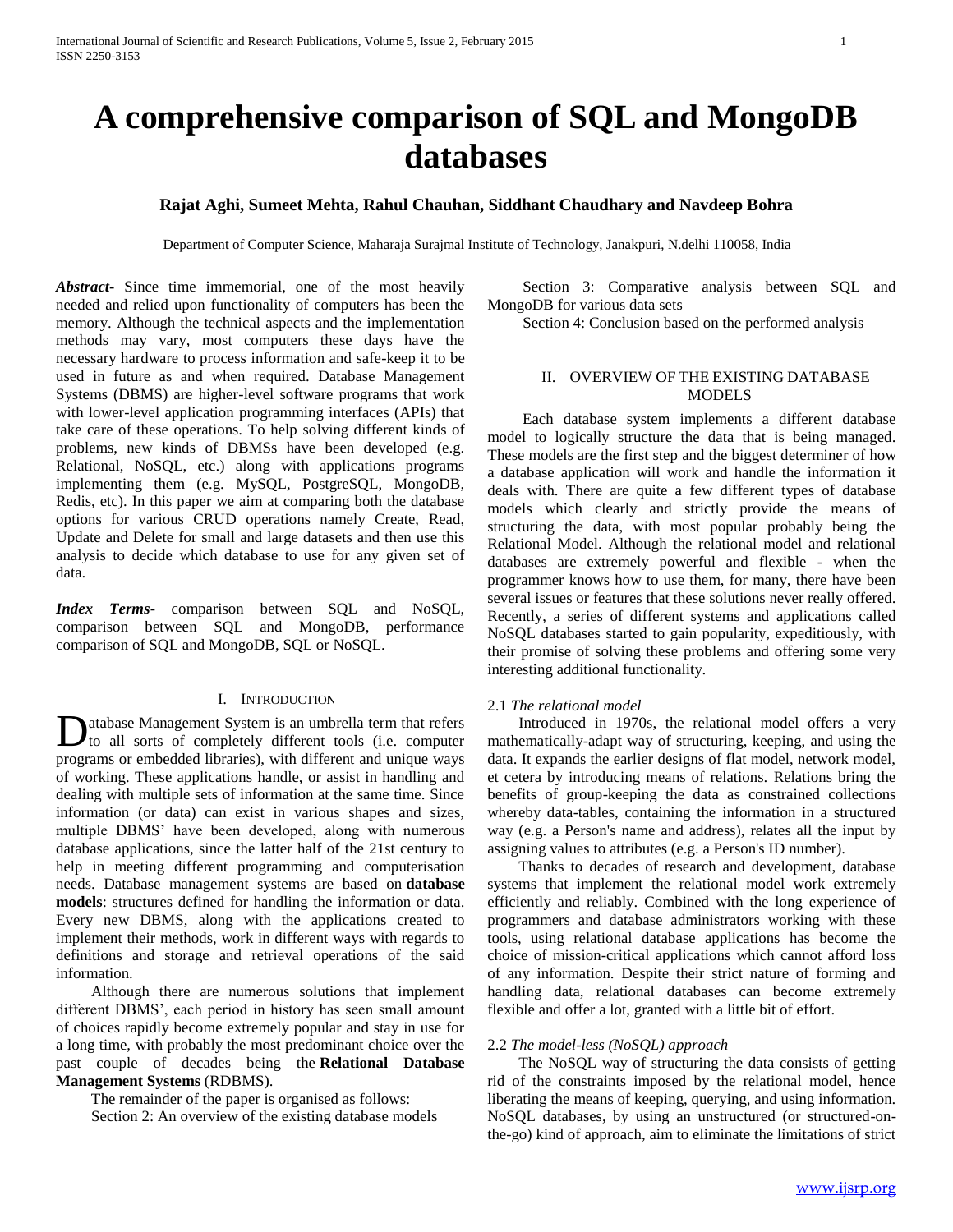# A comprehensive comparison of SQL and MongoDB databases

**Rajat Aghi, Sumeet Mehta, Rahul Chauhan, Siddhant Chaudhary and Navdeep Bohra**

Department of Computer Science, Maharaja Surajmal Institute of Technology, Janakpuri, N.delhi 110058, India

***Abstract-*** Since time immemorial, one of the most heavily needed and relied upon functionality of computers has been the memory. Although the technical aspects and the implementation methods may vary, most computers these days have the necessary hardware to process information and safe-keep it to be used in future as and when required. Database Management Systems (DBMS) are higher-level software programs that work with lower-level application programming interfaces (APIs) that take care of these operations. To help solving different kinds of problems, new kinds of DBMSs have been developed (e.g. Relational, NoSQL, etc.) along with applications programs implementing them (e.g. MySQL, PostgreSQL, MongoDB, Redis, etc). In this paper we aim at comparing both the database options for various CRUD operations namely Create, Read, Update and Delete for small and large datasets and then use this analysis to decide which database to use for any given set of data.

***Index Terms-*** comparison between SQL and NoSQL, comparison between SQL and MongoDB, performance comparison of SQL and MongoDB, SQL or NoSQL.

## I. Introduction

Database Management System is an umbrella term that refers to all sorts of completely different tools (i.e. computer programs or embedded libraries), with different and unique ways of working. These applications handle, or assist in handling and dealing with multiple sets of information at the same time. Since information (or data) can exist in various shapes and sizes, multiple DBMS' have been developed, along with numerous database applications, since the latter half of the 21st century to help in meeting different programming and computerisation needs. Database management systems are based on **database models**: structures defined for handling the information or data. Every new DBMS, along with the applications created to implement their methods, work in different ways with regards to definitions and storage and retrieval operations of the said information.

Although there are numerous solutions that implement different DBMS', each period in history has seen small amount of choices rapidly become extremely popular and stay in use for a long time, with probably the most predominant choice over the past couple of decades being the **Relational Database Management Systems** (RDBMS).

The remainder of the paper is organised as follows:

Section 2: An overview of the existing database models

Section 3: Comparative analysis between SQL and MongoDB for various data sets

Section 4: Conclusion based on the performed analysis

## II. Overview of the Existing Database Models

Each database system implements a different database model to logically structure the data that is being managed. These models are the first step and the biggest determiner of how a database application will work and handle the information it deals with. There are quite a few different types of database models which clearly and strictly provide the means of structuring the data, with most popular probably being the Relational Model. Although the relational model and relational databases are extremely powerful and flexible - when the programmer knows how to use them, for many, there have been several issues or features that these solutions never really offered. Recently, a series of different systems and applications called NoSQL databases started to gain popularity, expeditiously, with their promise of solving these problems and offering some very interesting additional functionality.

### 2.1 *The relational model*

Introduced in 1970s, the relational model offers a very mathematically-adapt way of structuring, keeping, and using the data. It expands the earlier designs of flat model, network model, et cetera by introducing means of relations. Relations bring the benefits of group-keeping the data as constrained collections whereby data-tables, containing the information in a structured way (e.g. a Person's name and address), relates all the input by assigning values to attributes (e.g. a Person's ID number).

Thanks to decades of research and development, database systems that implement the relational model work extremely efficiently and reliably. Combined with the long experience of programmers and database administrators working with these tools, using relational database applications has become the choice of mission-critical applications which cannot afford loss of any information. Despite their strict nature of forming and handling data, relational databases can become extremely flexible and offer a lot, granted with a little bit of effort.

### 2.2 *The model-less (NoSQL) approach*

The NoSQL way of structuring the data consists of getting rid of the constraints imposed by the relational model, hence liberating the means of keeping, querying, and using information. NoSQL databases, by using an unstructured (or structured-on-the-go) kind of approach, aim to eliminate the limitations of strict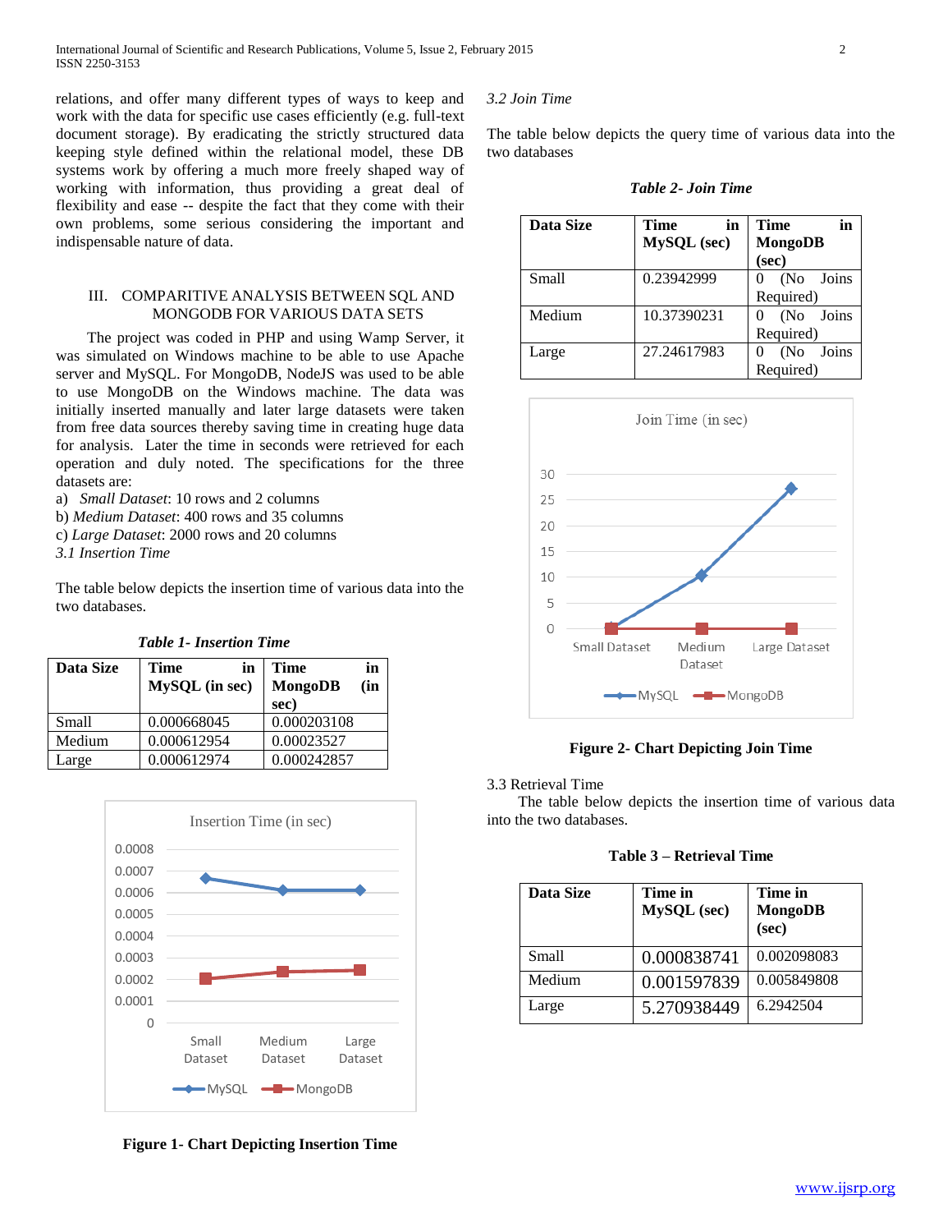relations, and offer many different types of ways to keep and work with the data for specific use cases efficiently (e.g. full-text document storage). By eradicating the strictly structured data keeping style defined within the relational model, these DB systems work by offering a much more freely shaped way of working with information, thus providing a great deal of flexibility and ease -- despite the fact that they come with their own problems, some serious considering the important and indispensable nature of data.

## III. COMPARITIVE ANALYSIS BETWEEN SQL AND MONGODB FOR VARIOUS DATA SETS

The project was coded in PHP and using Wamp Server, it was simulated on Windows machine to be able to use Apache server and MySQL. For MongoDB, NodeJS was used to be able to use MongoDB on the Windows machine. The data was initially inserted manually and later large datasets were taken from free data sources thereby saving time in creating huge data for analysis. Later the time in seconds were retrieved for each operation and duly noted. The specifications for the three datasets are:

a) *Small Dataset*: 10 rows and 2 columns
b) *Medium Dataset*: 400 rows and 35 columns
c) *Large Dataset*: 2000 rows and 20 columns

### *3.1 Insertion Time*

The table below depicts the insertion time of various data into the two databases.

***Table 1- Insertion Time***

| Data Size | Time in MySQL (in sec) | Time in MongoDB (in sec) |
|---|---|---|
| Small | 0.000668045 | 0.000203108 |
| Medium | 0.000612954 | 0.00023527 |
| Large | 0.000612974 | 0.000242857 |

**Figure 1- Chart Depicting Insertion Time**

### *3.2 Join Time*

The table below depicts the query time of various data into the two databases

***Table 2- Join Time***

| Data Size | Time in MySQL (sec) | Time in MongoDB (sec) |
|---|---|---|
| Small | 0.23942999 | 0 (No Joins Required) |
| Medium | 10.37390231 | 0 (No Joins Required) |
| Large | 27.24617983 | 0 (No Joins Required) |

**Figure 2- Chart Depicting Join Time**

### 3.3 Retrieval Time

The table below depicts the insertion time of various data into the two databases.

**Table 3 – Retrieval Time**

| Data Size | Time in MySQL (sec) | Time in MongoDB (sec) |
|---|---|---|
| Small | 0.000838741 | 0.002098083 |
| Medium | 0.001597839 | 0.005849808 |
| Large | 5.270938449 | 6.2942504 |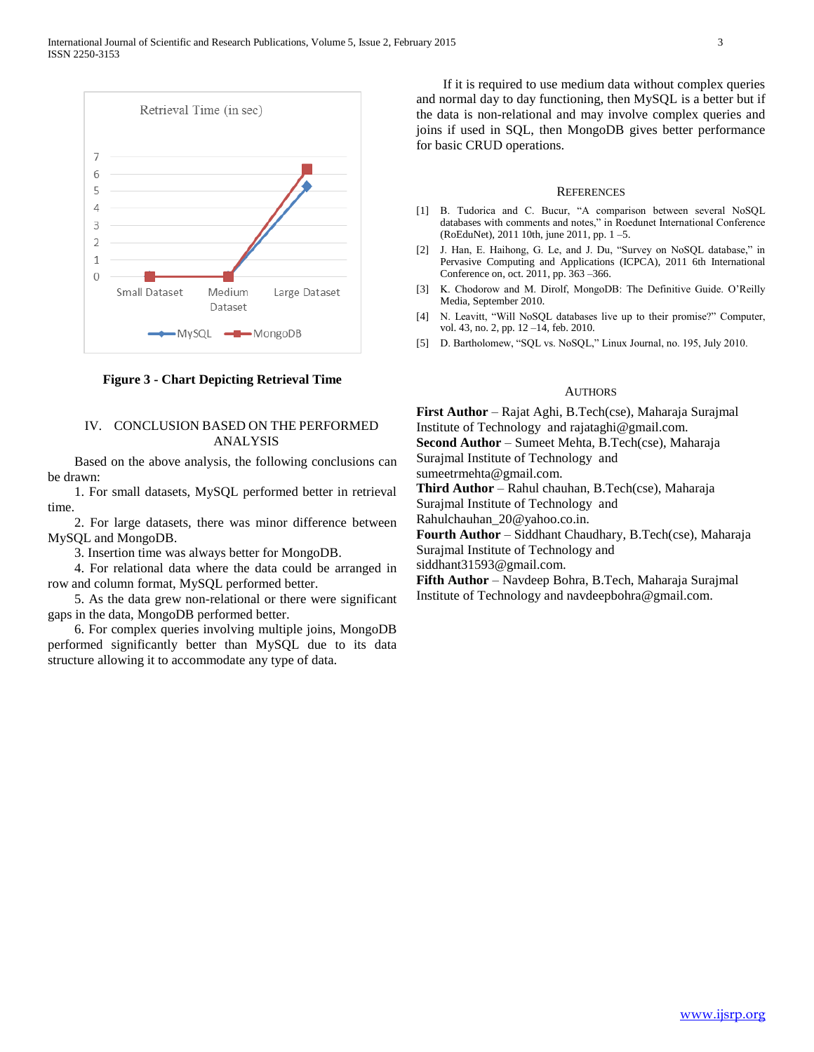Retrieval Time (in sec)

7
6
5
4
3
2
1
0

Small Dataset
Medium Dataset
Large Dataset

MySQL
MongoDB

**Figure 3 - Chart Depicting Retrieval Time**

## IV. CONCLUSION BASED ON THE PERFORMED ANALYSIS

Based on the above analysis, the following conclusions can be drawn:

1. For small datasets, MySQL performed better in retrieval time.
2. For large datasets, there was minor difference between MySQL and MongoDB.
3. Insertion time was always better for MongoDB.
4. For relational data where the data could be arranged in row and column format, MySQL performed better.
5. As the data grew non-relational or there were significant gaps in the data, MongoDB performed better.
6. For complex queries involving multiple joins, MongoDB performed significantly better than MySQL due to its data structure allowing it to accommodate any type of data.

If it is required to use medium data without complex queries and normal day to day functioning, then MySQL is a better but if the data is non-relational and may involve complex queries and joins if used in SQL, then MongoDB gives better performance for basic CRUD operations.

## REFERENCES

[1] B. Tudorica and C. Bucur, "A comparison between several NoSQL databases with comments and notes," in Roedunet International Conference (RoEduNet), 2011 10th, june 2011, pp. 1 –5.

[2] J. Han, E. Haihong, G. Le, and J. Du, "Survey on NoSQL database," in Pervasive Computing and Applications (ICPCA), 2011 6th International Conference on, oct. 2011, pp. 363 –366.

[3] K. Chodorow and M. Dirolf, MongoDB: The Definitive Guide. O'Reilly Media, September 2010.

[4] N. Leavitt, "Will NoSQL databases live up to their promise?" Computer, vol. 43, no. 2, pp. 12 –14, feb. 2010.

[5] D. Bartholomew, "SQL vs. NoSQL," Linux Journal, no. 195, July 2010.

## AUTHORS

**First Author** – Rajat Aghi, B.Tech(cse), Maharaja Surajmal Institute of Technology and rajataghi@gmail.com.

**Second Author** – Sumeet Mehta, B.Tech(cse), Maharaja Surajmal Institute of Technology and sumeetrmehta@gmail.com.

**Third Author** – Rahul chauhan, B.Tech(cse), Maharaja Surajmal Institute of Technology and Rahulchauhan_20@yahoo.co.in.

**Fourth Author** – Siddhant Chaudhary, B.Tech(cse), Maharaja Surajmal Institute of Technology and siddhant31593@gmail.com.

**Fifth Author** – Navdeep Bohra, B.Tech, Maharaja Surajmal Institute of Technology and navdeepbohra@gmail.com.